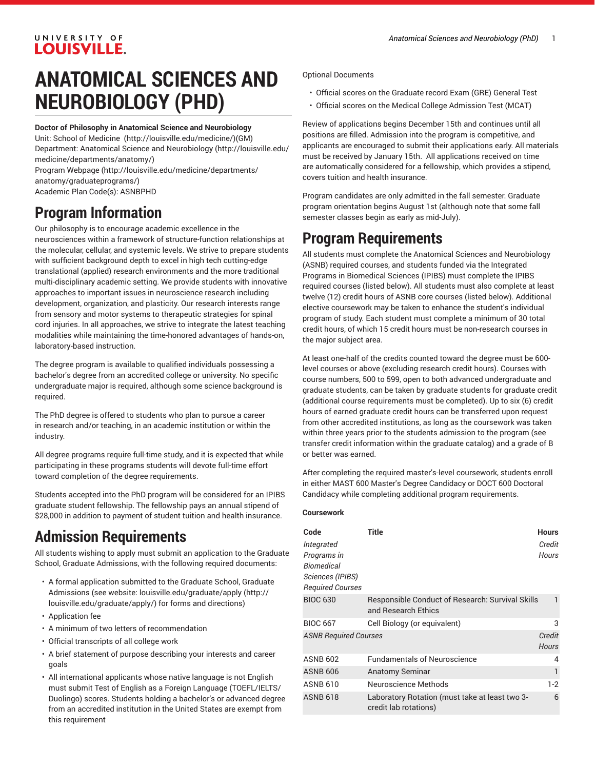# ANATOMICAL SCIENCES AND NEUROBIOLOGY (PHD)

**Doctor of Philosophy in Anatomical Science and Neurobiology**

Unit: School of Medicine (http://louisville.edu/medicine/)(GM)
Department: Anatomical Science and Neurobiology (http://louisville.edu/medicine/departments/anatomy/)
Program Webpage (http://louisville.edu/medicine/departments/anatomy/graduateprograms/)
Academic Plan Code(s): ASNBPHD

## Program Information

Our philosophy is to encourage academic excellence in the neurosciences within a framework of structure-function relationships at the molecular, cellular, and systemic levels. We strive to prepare students with sufficient background depth to excel in high tech cutting-edge translational (applied) research environments and the more traditional multi-disciplinary academic setting. We provide students with innovative approaches to important issues in neuroscience research including development, organization, and plasticity. Our research interests range from sensory and motor systems to therapeutic strategies for spinal cord injuries. In all approaches, we strive to integrate the latest teaching modalities while maintaining the time-honored advantages of hands-on, laboratory-based instruction.

The degree program is available to qualified individuals possessing a bachelor's degree from an accredited college or university. No specific undergraduate major is required, although some science background is required.

The PhD degree is offered to students who plan to pursue a career in research and/or teaching, in an academic institution or within the industry.

All degree programs require full-time study, and it is expected that while participating in these programs students will devote full-time effort toward completion of the degree requirements.

Students accepted into the PhD program will be considered for an IPIBS graduate student fellowship. The fellowship pays an annual stipend of $28,000 in addition to payment of student tuition and health insurance.

## Admission Requirements

All students wishing to apply must submit an application to the Graduate School, Graduate Admissions, with the following required documents:

- A formal application submitted to the Graduate School, Graduate Admissions (see website: louisville.edu/graduate/apply (http://louisville.edu/graduate/apply/) for forms and directions)
- Application fee
- A minimum of two letters of recommendation
- Official transcripts of all college work
- A brief statement of purpose describing your interests and career goals
- All international applicants whose native language is not English must submit Test of English as a Foreign Language (TOEFL/IELTS/Duolingo) scores. Students holding a bachelor's or advanced degree from an accredited institution in the United States are exempt from this requirement

Optional Documents

- Official scores on the Graduate record Exam (GRE) General Test
- Official scores on the Medical College Admission Test (MCAT)

Review of applications begins December 15th and continues until all positions are filled. Admission into the program is competitive, and applicants are encouraged to submit their applications early. All materials must be received by January 15th. All applications received on time are automatically considered for a fellowship, which provides a stipend, covers tuition and health insurance.

Program candidates are only admitted in the fall semester. Graduate program orientation begins August 1st (although note that some fall semester classes begin as early as mid-July).

## Program Requirements

All students must complete the Anatomical Sciences and Neurobiology (ASNB) required courses, and students funded via the Integrated Programs in Biomedical Sciences (IPIBS) must complete the IPIBS required courses (listed below). All students must also complete at least twelve (12) credit hours of ASNB core courses (listed below). Additional elective coursework may be taken to enhance the student's individual program of study. Each student must complete a minimum of 30 total credit hours, of which 15 credit hours must be non-research courses in the major subject area.

At least one-half of the credits counted toward the degree must be 600-level courses or above (excluding research credit hours). Courses with course numbers, 500 to 599, open to both advanced undergraduate and graduate students, can be taken by graduate students for graduate credit (additional course requirements must be completed). Up to six (6) credit hours of earned graduate credit hours can be transferred upon request from other accredited institutions, as long as the coursework was taken within three years prior to the students admission to the program (see transfer credit information within the graduate catalog) and a grade of B or better was earned.

After completing the required master's-level coursework, students enroll in either MAST 600 Master's Degree Candidacy or DOCT 600 Doctoral Candidacy while completing additional program requirements.

**Coursework**

| Code | Title | Hours |
|---|---|---|
| *Integrated Programs in Biomedical Sciences (IPIBS) Required Courses* | | *Credit Hours* |
| BIOC 630 | Responsible Conduct of Research: Survival Skills and Research Ethics | 1 |
| BIOC 667 | Cell Biology (or equivalent) | 3 |
| *ASNB Required Courses* | | *Credit Hours* |
| ASNB 602 | Fundamentals of Neuroscience | 4 |
| ASNB 606 | Anatomy Seminar | 1 |
| ASNB 610 | Neuroscience Methods | 1-2 |
| ASNB 618 | Laboratory Rotation (must take at least two 3-credit lab rotations) | 6 |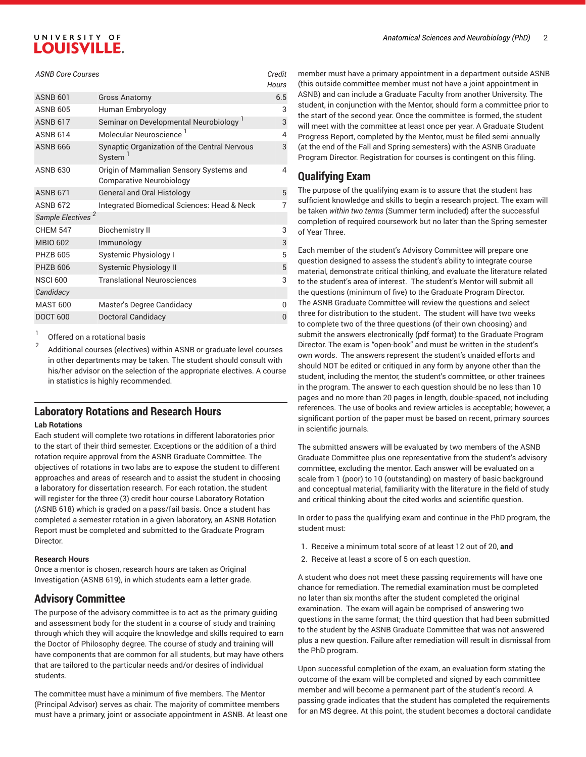| ASNB Core Courses | | Credit Hours |
|---|---|---|
| ASNB 601 | Gross Anatomy | 6.5 |
| ASNB 605 | Human Embryology | 3 |
| ASNB 617 | Seminar on Developmental Neurobiology [1] | 3 |
| ASNB 614 | Molecular Neuroscience [1] | 4 |
| ASNB 666 | Synaptic Organization of the Central Nervous System [1] | 3 |
| ASNB 630 | Origin of Mammalian Sensory Systems and Comparative Neurobiology | 4 |
| ASNB 671 | General and Oral Histology | 5 |
| ASNB 672 | Integrated Biomedical Sciences: Head & Neck | 7 |
| *Sample Electives* [2] | | |
| CHEM 547 | Biochemistry II | 3 |
| MBIO 602 | Immunology | 3 |
| PHZB 605 | Systemic Physiology I | 5 |
| PHZB 606 | Systemic Physiology II | 5 |
| NSCI 600 | Translational Neurosciences | 3 |
| *Candidacy* | | |
| MAST 600 | Master's Degree Candidacy | 0 |
| DOCT 600 | Doctoral Candidacy | 0 |

1. Offered on a rotational basis
2. Additional courses (electives) within ASNB or graduate level courses in other departments may be taken. The student should consult with his/her advisor on the selection of the appropriate electives. A course in statistics is highly recommended.

## Laboratory Rotations and Research Hours

**Lab Rotations**

Each student will complete two rotations in different laboratories prior to the start of their third semester. Exceptions or the addition of a third rotation require approval from the ASNB Graduate Committee. The objectives of rotations in two labs are to expose the student to different approaches and areas of research and to assist the student in choosing a laboratory for dissertation research. For each rotation, the student will register for the three (3) credit hour course Laboratory Rotation (ASNB 618) which is graded on a pass/fail basis. Once a student has completed a semester rotation in a given laboratory, an ASNB Rotation Report must be completed and submitted to the Graduate Program Director.

**Research Hours**

Once a mentor is chosen, research hours are taken as Original Investigation (ASNB 619), in which students earn a letter grade.

## Advisory Committee

The purpose of the advisory committee is to act as the primary guiding and assessment body for the student in a course of study and training through which they will acquire the knowledge and skills required to earn the Doctor of Philosophy degree. The course of study and training will have components that are common for all students, but may have others that are tailored to the particular needs and/or desires of individual students.

The committee must have a minimum of five members. The Mentor (Principal Advisor) serves as chair. The majority of committee members must have a primary, joint or associate appointment in ASNB. At least one member must have a primary appointment in a department outside ASNB (this outside committee member must not have a joint appointment in ASNB) and can include a Graduate Faculty from another University. The student, in conjunction with the Mentor, should form a committee prior to the start of the second year. Once the committee is formed, the student will meet with the committee at least once per year. A Graduate Student Progress Report, completed by the Mentor, must be filed semi-annually (at the end of the Fall and Spring semesters) with the ASNB Graduate Program Director. Registration for courses is contingent on this filing.

## Qualifying Exam

The purpose of the qualifying exam is to assure that the student has sufficient knowledge and skills to begin a research project. The exam will be taken *within two terms* (Summer term included) after the successful completion of required coursework but no later than the Spring semester of Year Three.

Each member of the student's Advisory Committee will prepare one question designed to assess the student's ability to integrate course material, demonstrate critical thinking, and evaluate the literature related to the student's area of interest. The student's Mentor will submit all the questions (minimum of five) to the Graduate Program Director. The ASNB Graduate Committee will review the questions and select three for distribution to the student. The student will have two weeks to complete two of the three questions (of their own choosing) and submit the answers electronically (pdf format) to the Graduate Program Director. The exam is "open-book" and must be written in the student's own words. The answers represent the student's unaided efforts and should NOT be edited or critiqued in any form by anyone other than the student, including the mentor, the student's committee, or other trainees in the program. The answer to each question should be no less than 10 pages and no more than 20 pages in length, double-spaced, not including references. The use of books and review articles is acceptable; however, a significant portion of the paper must be based on recent, primary sources in scientific journals.

The submitted answers will be evaluated by two members of the ASNB Graduate Committee plus one representative from the student's advisory committee, excluding the mentor. Each answer will be evaluated on a scale from 1 (poor) to 10 (outstanding) on mastery of basic background and conceptual material, familiarity with the literature in the field of study and critical thinking about the cited works and scientific question.

In order to pass the qualifying exam and continue in the PhD program, the student must:

1. Receive a minimum total score of at least 12 out of 20, **and**
2. Receive at least a score of 5 on each question.

A student who does not meet these passing requirements will have one chance for remediation. The remedial examination must be completed no later than six months after the student completed the original examination. The exam will again be comprised of answering two questions in the same format; the third question that had been submitted to the student by the ASNB Graduate Committee that was not answered plus a new question. Failure after remediation will result in dismissal from the PhD program.

Upon successful completion of the exam, an evaluation form stating the outcome of the exam will be completed and signed by each committee member and will become a permanent part of the student's record. A passing grade indicates that the student has completed the requirements for an MS degree. At this point, the student becomes a doctoral candidate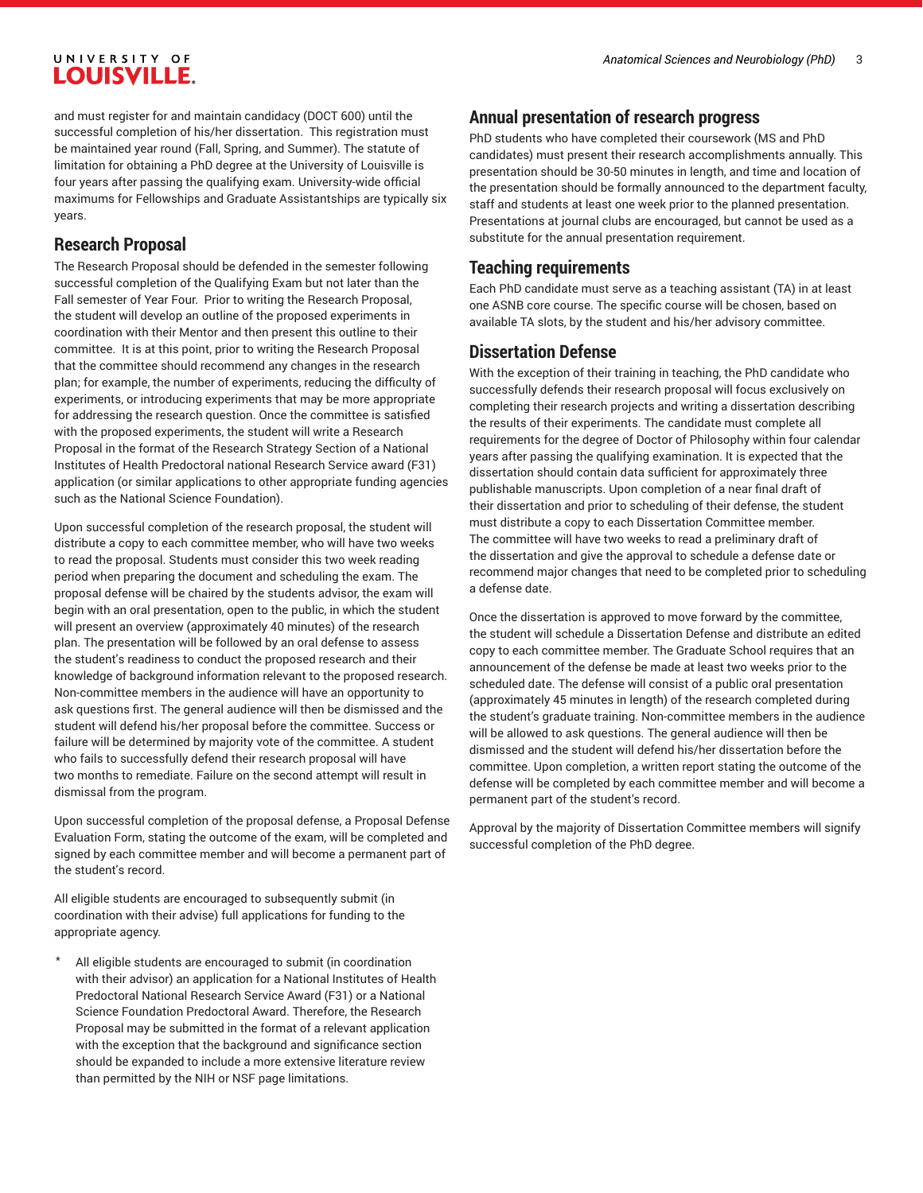and must register for and maintain candidacy (DOCT 600) until the successful completion of his/her dissertation. This registration must be maintained year round (Fall, Spring, and Summer). The statute of limitation for obtaining a PhD degree at the University of Louisville is four years after passing the qualifying exam. University-wide official maximums for Fellowships and Graduate Assistantships are typically six years.

## Research Proposal

The Research Proposal should be defended in the semester following successful completion of the Qualifying Exam but not later than the Fall semester of Year Four. Prior to writing the Research Proposal, the student will develop an outline of the proposed experiments in coordination with their Mentor and then present this outline to their committee. It is at this point, prior to writing the Research Proposal that the committee should recommend any changes in the research plan; for example, the number of experiments, reducing the difficulty of experiments, or introducing experiments that may be more appropriate for addressing the research question. Once the committee is satisfied with the proposed experiments, the student will write a Research Proposal in the format of the Research Strategy Section of a National Institutes of Health Predoctoral national Research Service award (F31) application (or similar applications to other appropriate funding agencies such as the National Science Foundation).

Upon successful completion of the research proposal, the student will distribute a copy to each committee member, who will have two weeks to read the proposal. Students must consider this two week reading period when preparing the document and scheduling the exam. The proposal defense will be chaired by the students advisor, the exam will begin with an oral presentation, open to the public, in which the student will present an overview (approximately 40 minutes) of the research plan. The presentation will be followed by an oral defense to assess the student's readiness to conduct the proposed research and their knowledge of background information relevant to the proposed research. Non-committee members in the audience will have an opportunity to ask questions first. The general audience will then be dismissed and the student will defend his/her proposal before the committee. Success or failure will be determined by majority vote of the committee. A student who fails to successfully defend their research proposal will have two months to remediate. Failure on the second attempt will result in dismissal from the program.

Upon successful completion of the proposal defense, a Proposal Defense Evaluation Form, stating the outcome of the exam, will be completed and signed by each committee member and will become a permanent part of the student's record.

All eligible students are encouraged to subsequently submit (in coordination with their advise) full applications for funding to the appropriate agency.

\* All eligible students are encouraged to submit (in coordination with their advisor) an application for a National Institutes of Health Predoctoral National Research Service Award (F31) or a National Science Foundation Predoctoral Award. Therefore, the Research Proposal may be submitted in the format of a relevant application with the exception that the background and significance section should be expanded to include a more extensive literature review than permitted by the NIH or NSF page limitations.

## Annual presentation of research progress

PhD students who have completed their coursework (MS and PhD candidates) must present their research accomplishments annually. This presentation should be 30-50 minutes in length, and time and location of the presentation should be formally announced to the department faculty, staff and students at least one week prior to the planned presentation. Presentations at journal clubs are encouraged, but cannot be used as a substitute for the annual presentation requirement.

## Teaching requirements

Each PhD candidate must serve as a teaching assistant (TA) in at least one ASNB core course. The specific course will be chosen, based on available TA slots, by the student and his/her advisory committee.

## Dissertation Defense

With the exception of their training in teaching, the PhD candidate who successfully defends their research proposal will focus exclusively on completing their research projects and writing a dissertation describing the results of their experiments. The candidate must complete all requirements for the degree of Doctor of Philosophy within four calendar years after passing the qualifying examination. It is expected that the dissertation should contain data sufficient for approximately three publishable manuscripts. Upon completion of a near final draft of their dissertation and prior to scheduling of their defense, the student must distribute a copy to each Dissertation Committee member. The committee will have two weeks to read a preliminary draft of the dissertation and give the approval to schedule a defense date or recommend major changes that need to be completed prior to scheduling a defense date.

Once the dissertation is approved to move forward by the committee, the student will schedule a Dissertation Defense and distribute an edited copy to each committee member. The Graduate School requires that an announcement of the defense be made at least two weeks prior to the scheduled date. The defense will consist of a public oral presentation (approximately 45 minutes in length) of the research completed during the student's graduate training. Non-committee members in the audience will be allowed to ask questions. The general audience will then be dismissed and the student will defend his/her dissertation before the committee. Upon completion, a written report stating the outcome of the defense will be completed by each committee member and will become a permanent part of the student's record.

Approval by the majority of Dissertation Committee members will signify successful completion of the PhD degree.